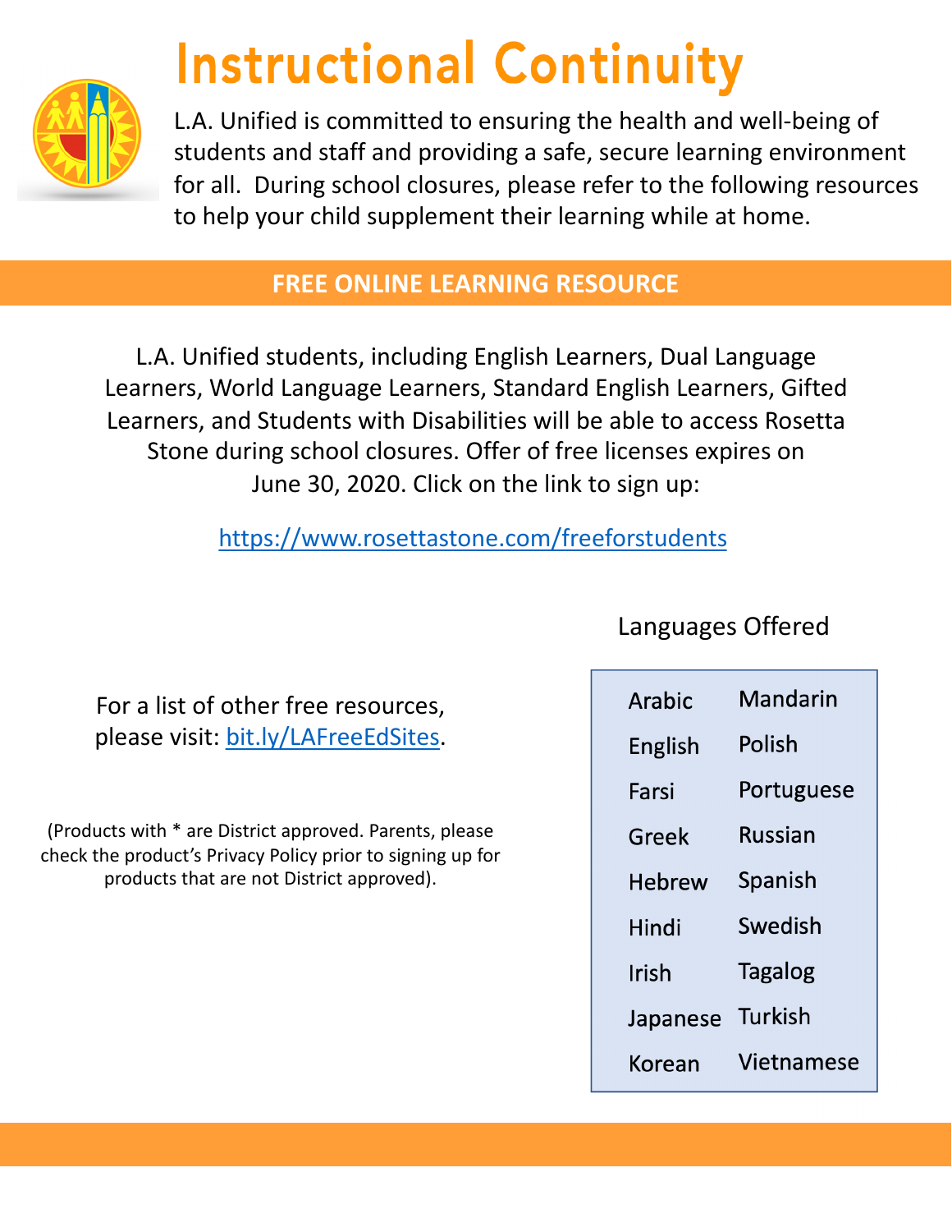# Instructional Continuity

L.A. Unified is committed to ensuring the health and well-being of students and staff and providing a safe, secure learning environment for all.  During school closures, please refer to the following resources to help your child supplement their learning while at home.

## FREE ONLINE LEARNING RESOURCE

L.A. Unified students, including English Learners, Dual Language Learners, World Language Learners, Standard English Learners, Gifted Learners, and Students with Disabilities will be able to access Rosetta Stone during school closures. Offer of free licenses expires on June 30, 2020. Click on the link to sign up:

https://www.rosettastone.com/freeforstudents

For a list of other free resources, please visit: bit.ly/LAFreeEdSites.

(Products with * are District approved. Parents, please check the product's Privacy Policy prior to signing up for products that are not District approved).

Languages Offered

| | |
|---|---|
| Arabic | Mandarin |
| English | Polish |
| Farsi | Portuguese |
| Greek | Russian |
| Hebrew | Spanish |
| Hindi | Swedish |
| Irish | Tagalog |
| Japanese | Turkish |
| Korean | Vietnamese |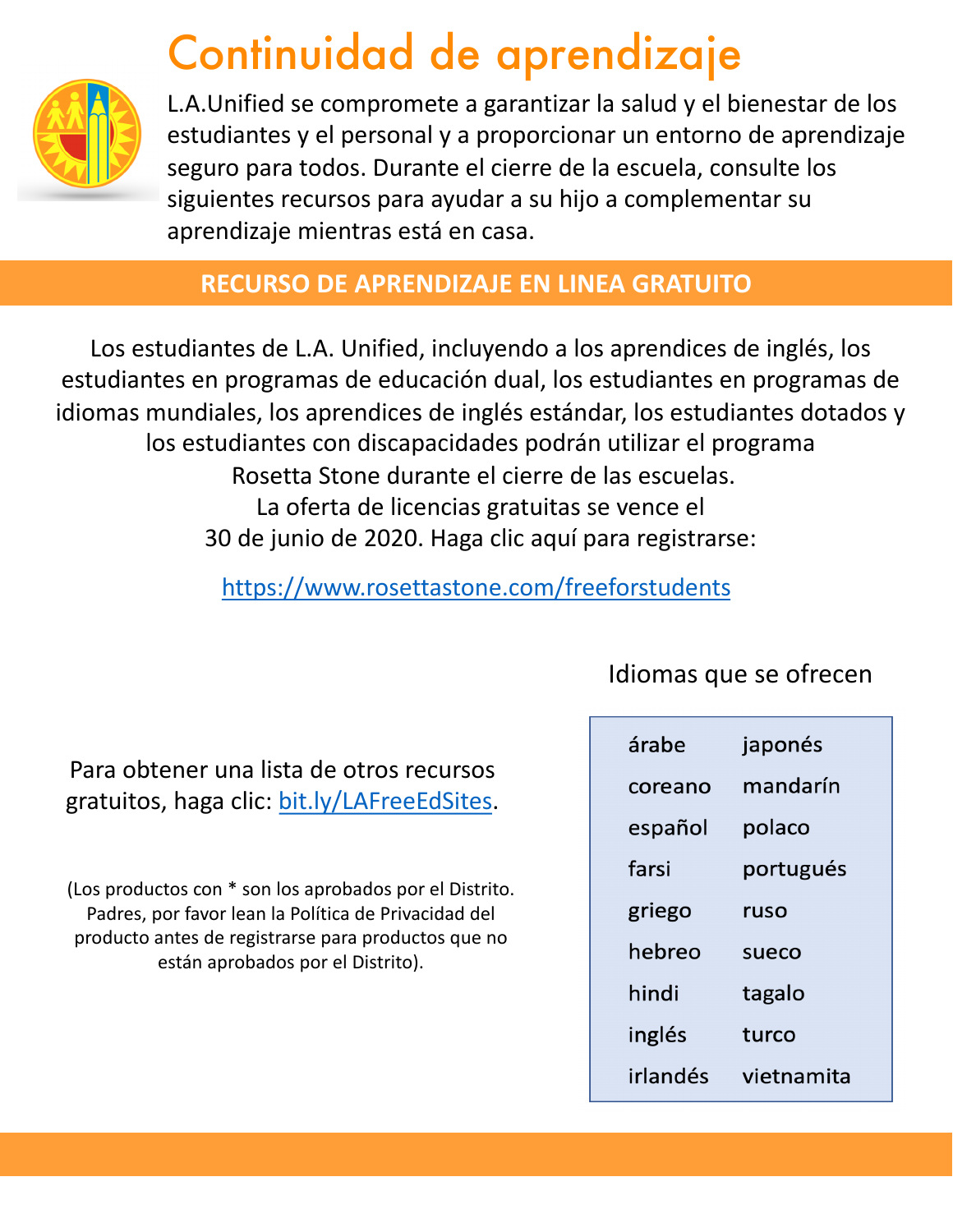# Continuidad de aprendizaje

L.A.Unified se compromete a garantizar la salud y el bienestar de los estudiantes y el personal y a proporcionar un entorno de aprendizaje seguro para todos. Durante el cierre de la escuela, consulte los siguientes recursos para ayudar a su hijo a complementar su aprendizaje mientras está en casa.

## RECURSO DE APRENDIZAJE EN LINEA GRATUITO

Los estudiantes de L.A. Unified, incluyendo a los aprendices de inglés, los estudiantes en programas de educación dual, los estudiantes en programas de idiomas mundiales, los aprendices de inglés estándar, los estudiantes dotados y los estudiantes con discapacidades podrán utilizar el programa Rosetta Stone durante el cierre de las escuelas.
La oferta de licencias gratuitas se vence el 30 de junio de 2020. Haga clic aquí para registrarse:

https://www.rosettastone.com/freeforstudents

Para obtener una lista de otros recursos gratuitos, haga clic: bit.ly/LAFreeEdSites.

(Los productos con * son los aprobados por el Distrito. Padres, por favor lean la Política de Privacidad del producto antes de registrarse para productos que no están aprobados por el Distrito).

Idiomas que se ofrecen

| | |
|---|---|
| árabe | japonés |
| coreano | mandarín |
| español | polaco |
| farsi | portugués |
| griego | ruso |
| hebreo | sueco |
| hindi | tagalo |
| inglés | turco |
| irlandés | vietnamita |